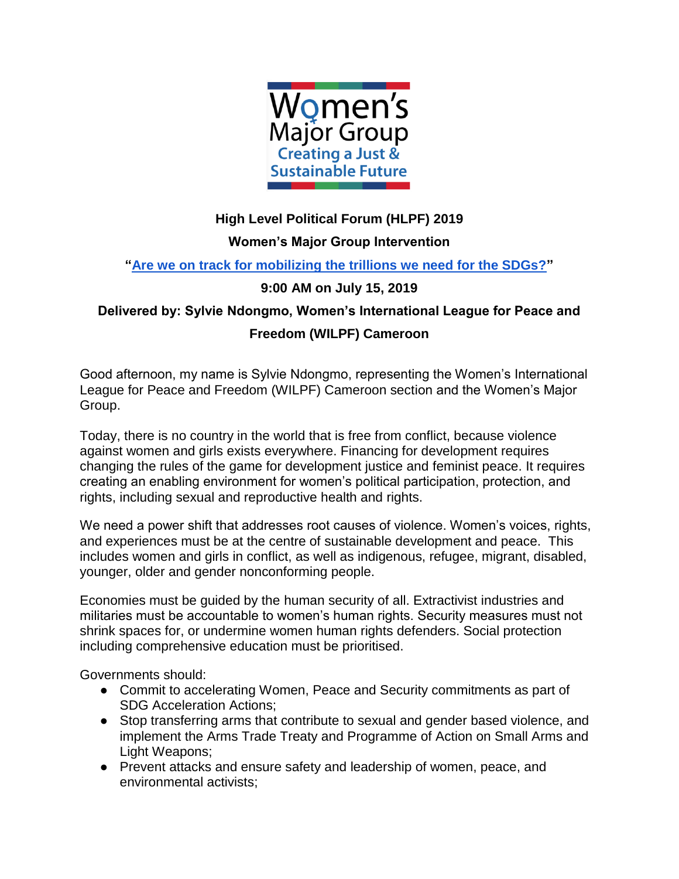Women's Major Group
Creating a Just & Sustainable Future

**High Level Political Forum (HLPF) 2019**

**Women's Major Group Intervention**

**"Are we on track for mobilizing the trillions we need for the SDGs?"**

**9:00 AM on July 15, 2019**

**Delivered by: Sylvie Ndongmo, Women's International League for Peace and Freedom (WILPF) Cameroon**

Good afternoon, my name is Sylvie Ndongmo, representing the Women's International League for Peace and Freedom (WILPF) Cameroon section and the Women's Major Group.

Today, there is no country in the world that is free from conflict, because violence against women and girls exists everywhere. Financing for development requires changing the rules of the game for development justice and feminist peace. It requires creating an enabling environment for women's political participation, protection, and rights, including sexual and reproductive health and rights.

We need a power shift that addresses root causes of violence. Women's voices, rights, and experiences must be at the centre of sustainable development and peace. This includes women and girls in conflict, as well as indigenous, refugee, migrant, disabled, younger, older and gender nonconforming people.

Economies must be guided by the human security of all. Extractivist industries and militaries must be accountable to women's human rights. Security measures must not shrink spaces for, or undermine women human rights defenders. Social protection including comprehensive education must be prioritised.

Governments should:

- Commit to accelerating Women, Peace and Security commitments as part of SDG Acceleration Actions;
- Stop transferring arms that contribute to sexual and gender based violence, and implement the Arms Trade Treaty and Programme of Action on Small Arms and Light Weapons;
- Prevent attacks and ensure safety and leadership of women, peace, and environmental activists;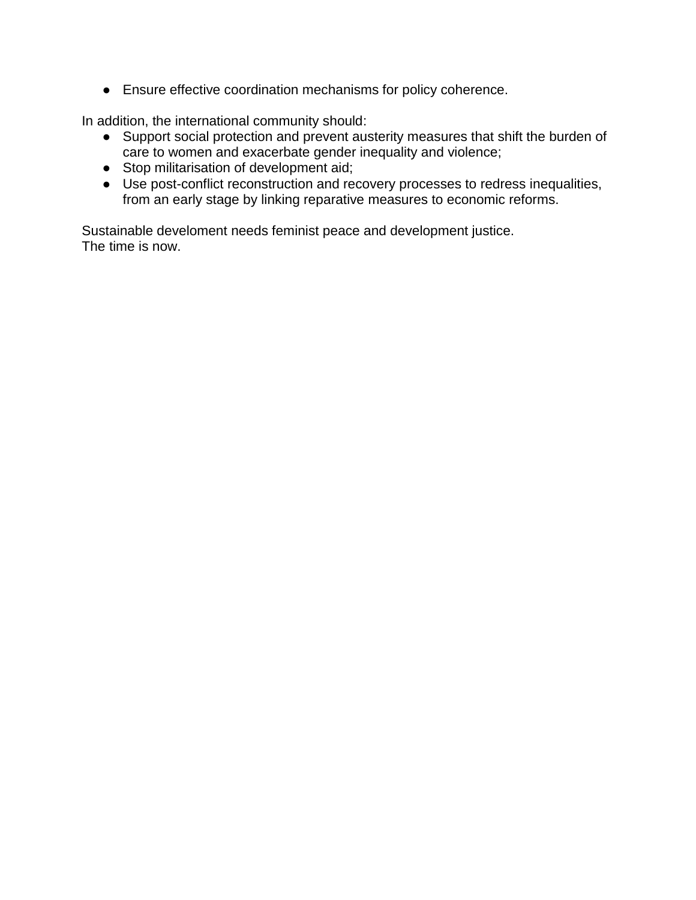- Ensure effective coordination mechanisms for policy coherence.

In addition, the international community should:

- Support social protection and prevent austerity measures that shift the burden of care to women and exacerbate gender inequality and violence;
- Stop militarisation of development aid;
- Use post-conflict reconstruction and recovery processes to redress inequalities, from an early stage by linking reparative measures to economic reforms.

Sustainable develoment needs feminist peace and development justice.
The time is now.